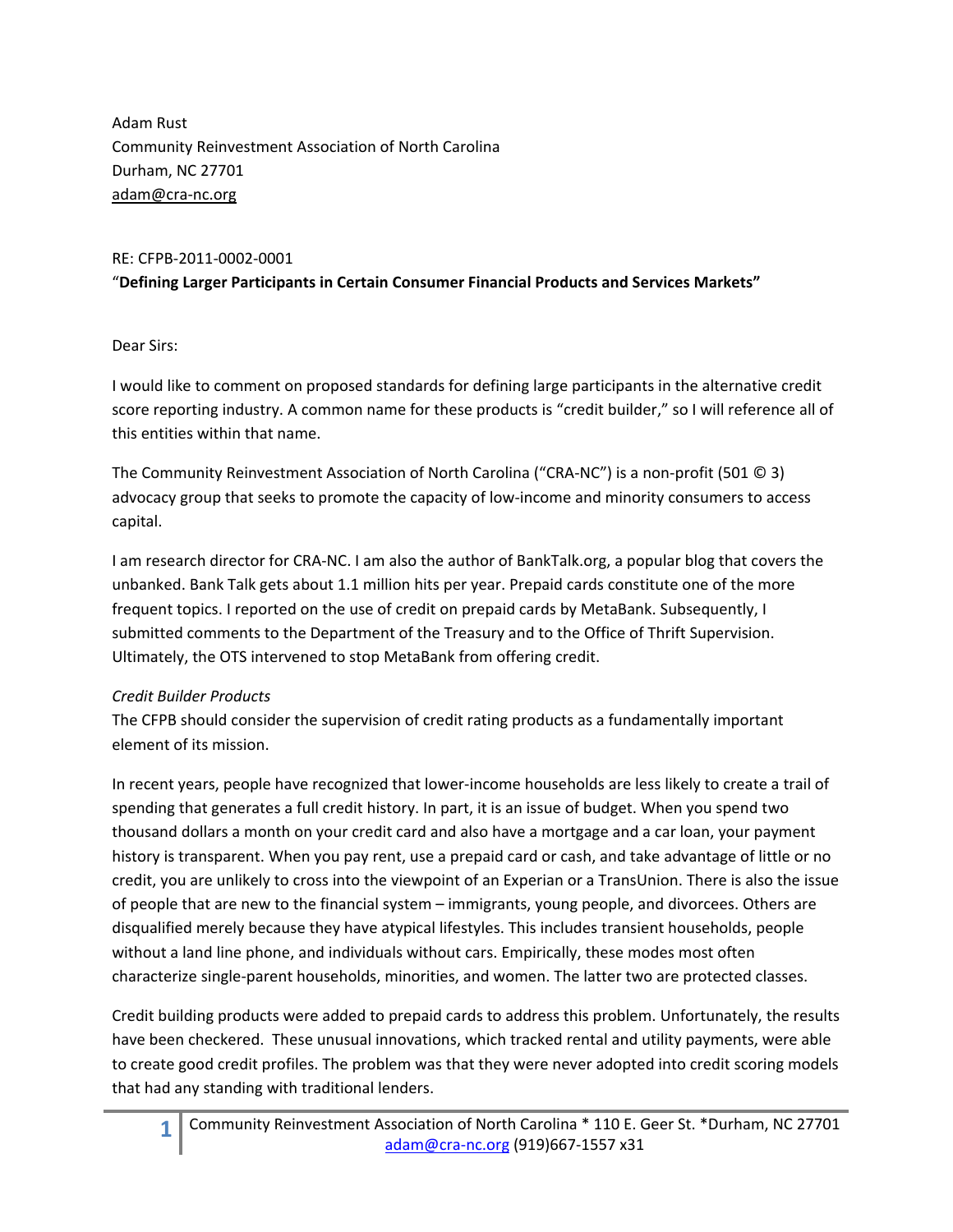Adam Rust
Community Reinvestment Association of North Carolina
Durham, NC 27701
adam@cra-nc.org

RE: CFPB-2011-0002-0001
"**Defining Larger Participants in Certain Consumer Financial Products and Services Markets"**

Dear Sirs:

I would like to comment on proposed standards for defining large participants in the alternative credit score reporting industry. A common name for these products is "credit builder," so I will reference all of this entities within that name.

The Community Reinvestment Association of North Carolina ("CRA-NC") is a non-profit (501 © 3) advocacy group that seeks to promote the capacity of low-income and minority consumers to access capital.

I am research director for CRA-NC. I am also the author of BankTalk.org, a popular blog that covers the unbanked. Bank Talk gets about 1.1 million hits per year. Prepaid cards constitute one of the more frequent topics. I reported on the use of credit on prepaid cards by MetaBank. Subsequently, I submitted comments to the Department of the Treasury and to the Office of Thrift Supervision. Ultimately, the OTS intervened to stop MetaBank from offering credit.

*Credit Builder Products*

The CFPB should consider the supervision of credit rating products as a fundamentally important element of its mission.

In recent years, people have recognized that lower-income households are less likely to create a trail of spending that generates a full credit history. In part, it is an issue of budget. When you spend two thousand dollars a month on your credit card and also have a mortgage and a car loan, your payment history is transparent. When you pay rent, use a prepaid card or cash, and take advantage of little or no credit, you are unlikely to cross into the viewpoint of an Experian or a TransUnion. There is also the issue of people that are new to the financial system – immigrants, young people, and divorcees. Others are disqualified merely because they have atypical lifestyles. This includes transient households, people without a land line phone, and individuals without cars. Empirically, these modes most often characterize single-parent households, minorities, and women. The latter two are protected classes.

Credit building products were added to prepaid cards to address this problem. Unfortunately, the results have been checkered. These unusual innovations, which tracked rental and utility payments, were able to create good credit profiles. The problem was that they were never adopted into credit scoring models that had any standing with traditional lenders.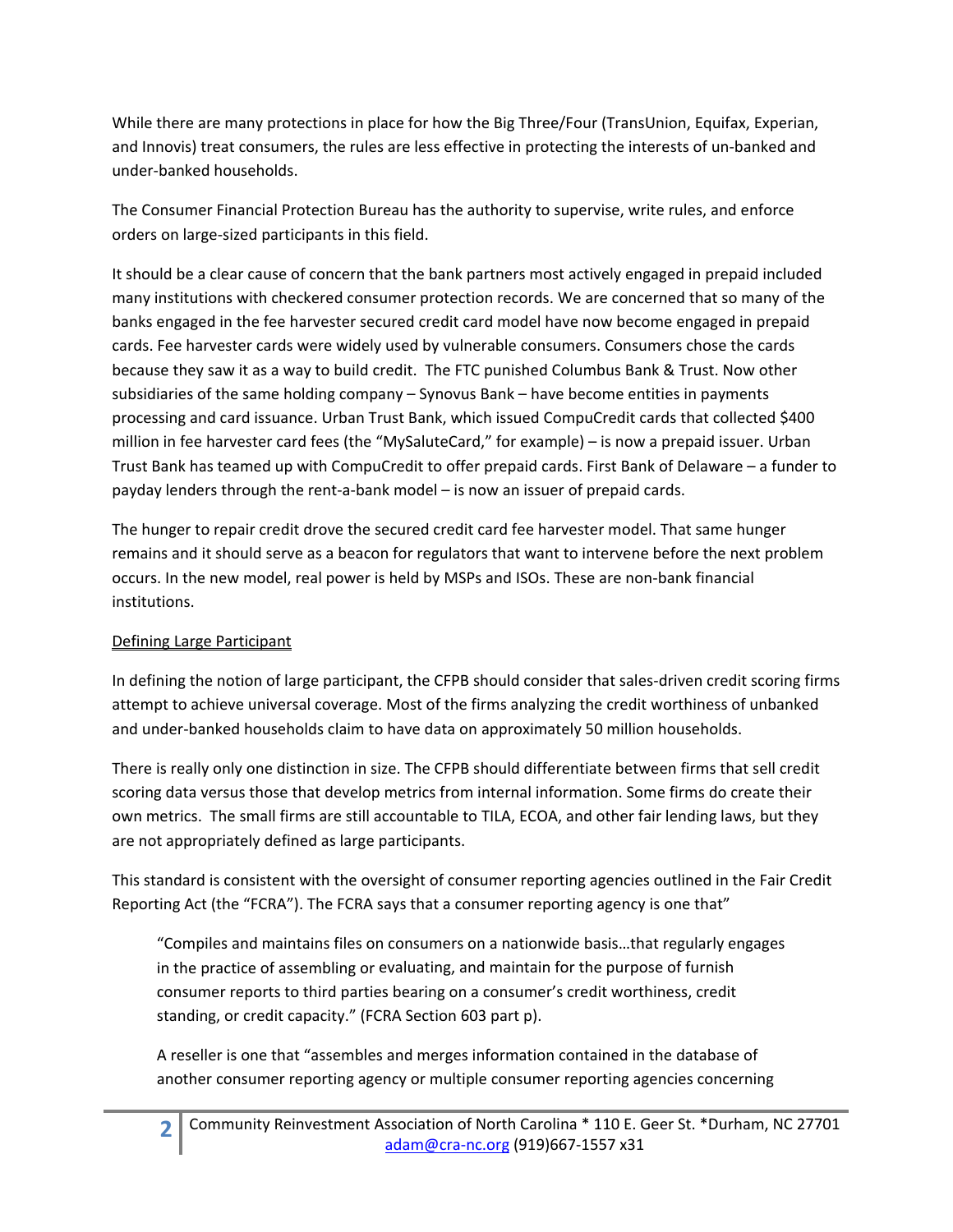While there are many protections in place for how the Big Three/Four (TransUnion, Equifax, Experian, and Innovis) treat consumers, the rules are less effective in protecting the interests of un-banked and under-banked households.

The Consumer Financial Protection Bureau has the authority to supervise, write rules, and enforce orders on large-sized participants in this field.

It should be a clear cause of concern that the bank partners most actively engaged in prepaid included many institutions with checkered consumer protection records. We are concerned that so many of the banks engaged in the fee harvester secured credit card model have now become engaged in prepaid cards. Fee harvester cards were widely used by vulnerable consumers. Consumers chose the cards because they saw it as a way to build credit. The FTC punished Columbus Bank & Trust. Now other subsidiaries of the same holding company – Synovus Bank – have become entities in payments processing and card issuance. Urban Trust Bank, which issued CompuCredit cards that collected $400 million in fee harvester card fees (the "MySaluteCard," for example) – is now a prepaid issuer. Urban Trust Bank has teamed up with CompuCredit to offer prepaid cards. First Bank of Delaware – a funder to payday lenders through the rent-a-bank model – is now an issuer of prepaid cards.

The hunger to repair credit drove the secured credit card fee harvester model. That same hunger remains and it should serve as a beacon for regulators that want to intervene before the next problem occurs. In the new model, real power is held by MSPs and ISOs. These are non-bank financial institutions.

<u>Defining Large Participant</u>

In defining the notion of large participant, the CFPB should consider that sales-driven credit scoring firms attempt to achieve universal coverage. Most of the firms analyzing the credit worthiness of unbanked and under-banked households claim to have data on approximately 50 million households.

There is really only one distinction in size. The CFPB should differentiate between firms that sell credit scoring data versus those that develop metrics from internal information. Some firms do create their own metrics. The small firms are still accountable to TILA, ECOA, and other fair lending laws, but they are not appropriately defined as large participants.

This standard is consistent with the oversight of consumer reporting agencies outlined in the Fair Credit Reporting Act (the "FCRA"). The FCRA says that a consumer reporting agency is one that"

> "Compiles and maintains files on consumers on a nationwide basis…that regularly engages in the practice of assembling or evaluating, and maintain for the purpose of furnish consumer reports to third parties bearing on a consumer's credit worthiness, credit standing, or credit capacity." (FCRA Section 603 part p).
>
> A reseller is one that "assembles and merges information contained in the database of another consumer reporting agency or multiple consumer reporting agencies concerning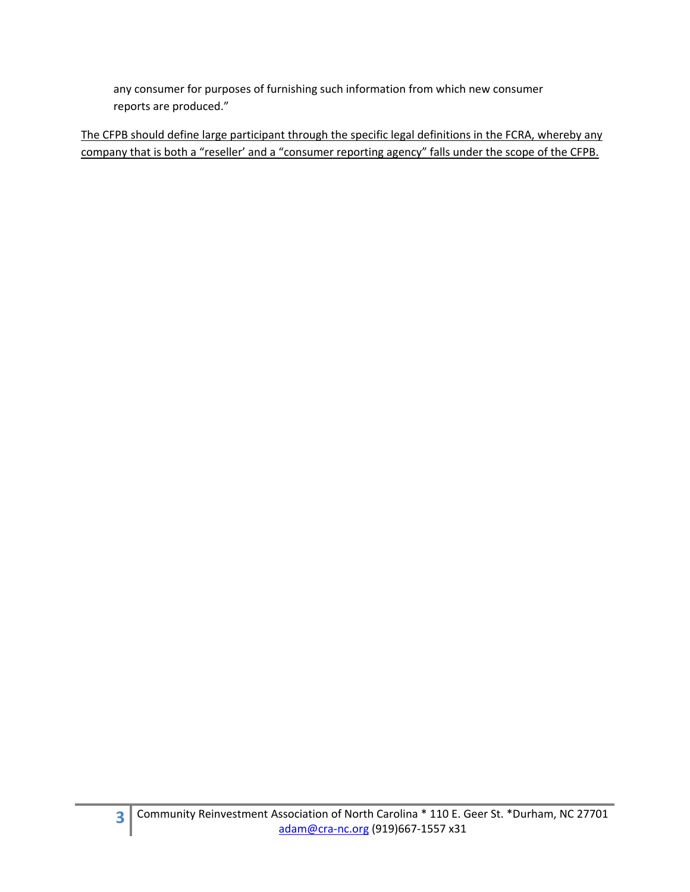> any consumer for purposes of furnishing such information from which new consumer reports are produced."

<u>The CFPB should define large participant through the specific legal definitions in the FCRA, whereby any company that is both a "reseller' and a "consumer reporting agency" falls under the scope of the CFPB.</u>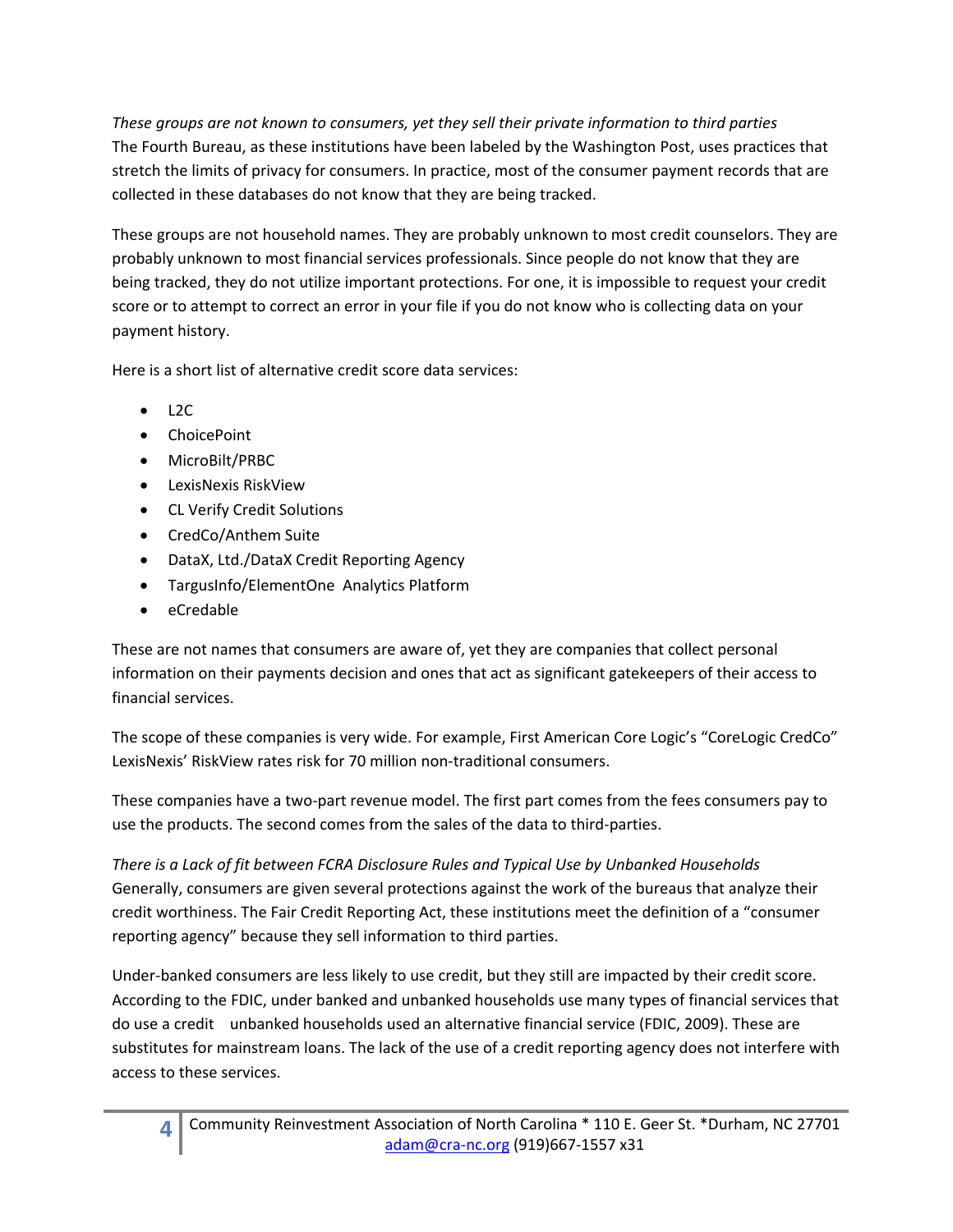*These groups are not known to consumers, yet they sell their private information to third parties*
The Fourth Bureau, as these institutions have been labeled by the Washington Post, uses practices that stretch the limits of privacy for consumers. In practice, most of the consumer payment records that are collected in these databases do not know that they are being tracked.

These groups are not household names. They are probably unknown to most credit counselors. They are probably unknown to most financial services professionals. Since people do not know that they are being tracked, they do not utilize important protections. For one, it is impossible to request your credit score or to attempt to correct an error in your file if you do not know who is collecting data on your payment history.

Here is a short list of alternative credit score data services:

- L2C
- ChoicePoint
- MicroBilt/PRBC
- LexisNexis RiskView
- CL Verify Credit Solutions
- CredCo/Anthem Suite
- DataX, Ltd./DataX Credit Reporting Agency
- TargusInfo/ElementOne Analytics Platform
- eCredable

These are not names that consumers are aware of, yet they are companies that collect personal information on their payments decision and ones that act as significant gatekeepers of their access to financial services.

The scope of these companies is very wide. For example, First American Core Logic's "CoreLogic CredCo" LexisNexis' RiskView rates risk for 70 million non-traditional consumers.

These companies have a two-part revenue model. The first part comes from the fees consumers pay to use the products. The second comes from the sales of the data to third-parties.

*There is a Lack of fit between FCRA Disclosure Rules and Typical Use by Unbanked Households*
Generally, consumers are given several protections against the work of the bureaus that analyze their credit worthiness. The Fair Credit Reporting Act, these institutions meet the definition of a "consumer reporting agency" because they sell information to third parties.

Under-banked consumers are less likely to use credit, but they still are impacted by their credit score. According to the FDIC, under banked and unbanked households use many types of financial services that do use a credit unbanked households used an alternative financial service (FDIC, 2009). These are substitutes for mainstream loans. The lack of the use of a credit reporting agency does not interfere with access to these services.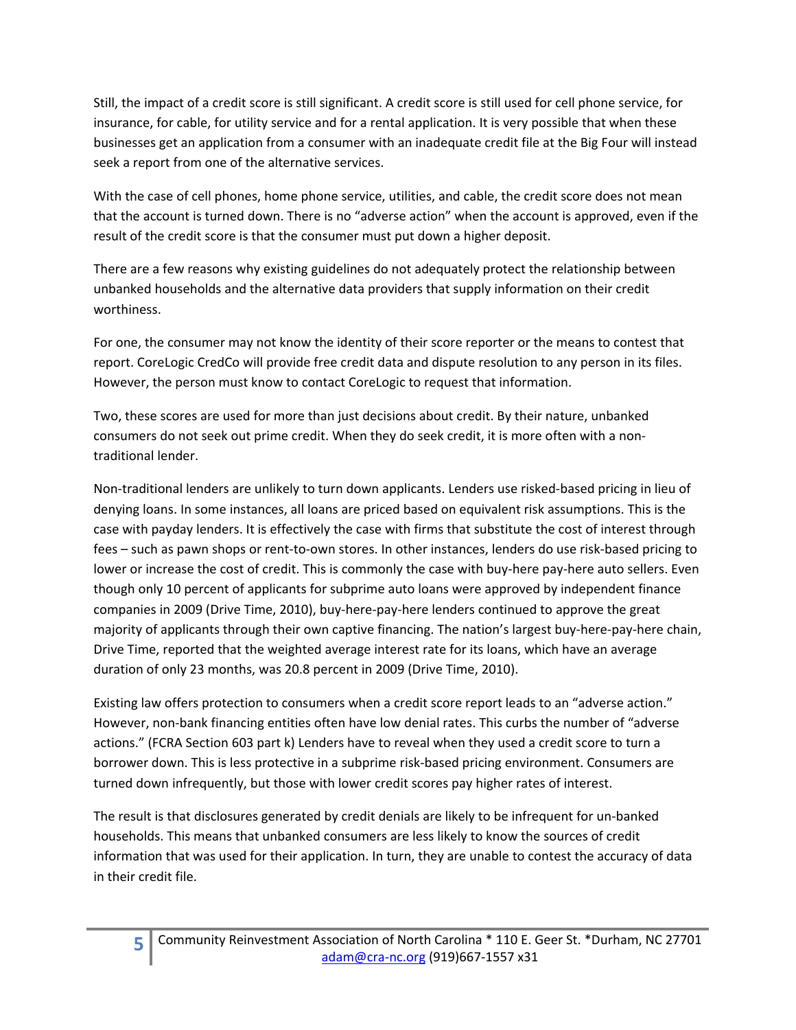Still, the impact of a credit score is still significant. A credit score is still used for cell phone service, for insurance, for cable, for utility service and for a rental application. It is very possible that when these businesses get an application from a consumer with an inadequate credit file at the Big Four will instead seek a report from one of the alternative services.

With the case of cell phones, home phone service, utilities, and cable, the credit score does not mean that the account is turned down. There is no "adverse action" when the account is approved, even if the result of the credit score is that the consumer must put down a higher deposit.

There are a few reasons why existing guidelines do not adequately protect the relationship between unbanked households and the alternative data providers that supply information on their credit worthiness.

For one, the consumer may not know the identity of their score reporter or the means to contest that report. CoreLogic CredCo will provide free credit data and dispute resolution to any person in its files. However, the person must know to contact CoreLogic to request that information.

Two, these scores are used for more than just decisions about credit. By their nature, unbanked consumers do not seek out prime credit. When they do seek credit, it is more often with a non-traditional lender.

Non-traditional lenders are unlikely to turn down applicants. Lenders use risked-based pricing in lieu of denying loans. In some instances, all loans are priced based on equivalent risk assumptions. This is the case with payday lenders. It is effectively the case with firms that substitute the cost of interest through fees – such as pawn shops or rent-to-own stores. In other instances, lenders do use risk-based pricing to lower or increase the cost of credit. This is commonly the case with buy-here pay-here auto sellers. Even though only 10 percent of applicants for subprime auto loans were approved by independent finance companies in 2009 (Drive Time, 2010), buy-here-pay-here lenders continued to approve the great majority of applicants through their own captive financing. The nation's largest buy-here-pay-here chain, Drive Time, reported that the weighted average interest rate for its loans, which have an average duration of only 23 months, was 20.8 percent in 2009 (Drive Time, 2010).

Existing law offers protection to consumers when a credit score report leads to an "adverse action." However, non-bank financing entities often have low denial rates. This curbs the number of "adverse actions." (FCRA Section 603 part k) Lenders have to reveal when they used a credit score to turn a borrower down. This is less protective in a subprime risk-based pricing environment. Consumers are turned down infrequently, but those with lower credit scores pay higher rates of interest.

The result is that disclosures generated by credit denials are likely to be infrequent for un-banked households. This means that unbanked consumers are less likely to know the sources of credit information that was used for their application. In turn, they are unable to contest the accuracy of data in their credit file.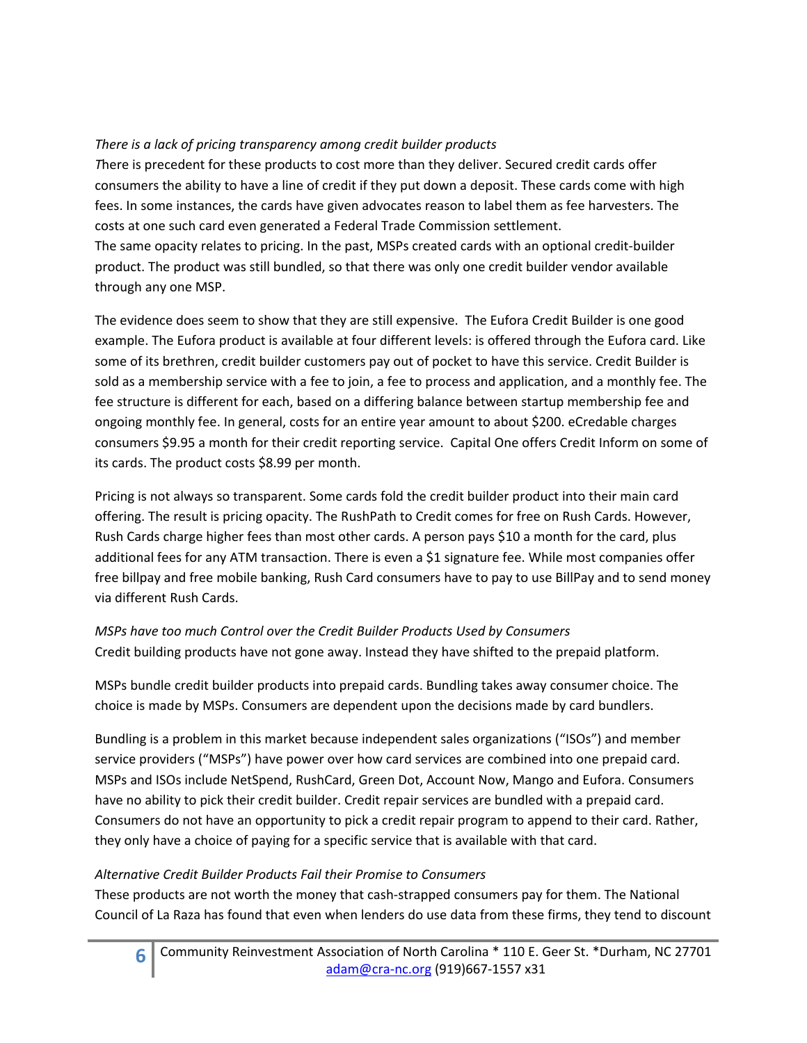*There is a lack of pricing transparency among credit builder products*

*T*here is precedent for these products to cost more than they deliver. Secured credit cards offer consumers the ability to have a line of credit if they put down a deposit. These cards come with high fees. In some instances, the cards have given advocates reason to label them as fee harvesters. The costs at one such card even generated a Federal Trade Commission settlement.

The same opacity relates to pricing. In the past, MSPs created cards with an optional credit-builder product. The product was still bundled, so that there was only one credit builder vendor available through any one MSP.

The evidence does seem to show that they are still expensive. The Eufora Credit Builder is one good example. The Eufora product is available at four different levels: is offered through the Eufora card. Like some of its brethren, credit builder customers pay out of pocket to have this service. Credit Builder is sold as a membership service with a fee to join, a fee to process and application, and a monthly fee. The fee structure is different for each, based on a differing balance between startup membership fee and ongoing monthly fee. In general, costs for an entire year amount to about $200. eCredable charges consumers $9.95 a month for their credit reporting service. Capital One offers Credit Inform on some of its cards. The product costs $8.99 per month.

Pricing is not always so transparent. Some cards fold the credit builder product into their main card offering. The result is pricing opacity. The RushPath to Credit comes for free on Rush Cards. However, Rush Cards charge higher fees than most other cards. A person pays $10 a month for the card, plus additional fees for any ATM transaction. There is even a $1 signature fee. While most companies offer free billpay and free mobile banking, Rush Card consumers have to pay to use BillPay and to send money via different Rush Cards.

*MSPs have too much Control over the Credit Builder Products Used by Consumers*

Credit building products have not gone away. Instead they have shifted to the prepaid platform.

MSPs bundle credit builder products into prepaid cards. Bundling takes away consumer choice. The choice is made by MSPs. Consumers are dependent upon the decisions made by card bundlers.

Bundling is a problem in this market because independent sales organizations ("ISOs") and member service providers ("MSPs") have power over how card services are combined into one prepaid card. MSPs and ISOs include NetSpend, RushCard, Green Dot, Account Now, Mango and Eufora. Consumers have no ability to pick their credit builder. Credit repair services are bundled with a prepaid card. Consumers do not have an opportunity to pick a credit repair program to append to their card. Rather, they only have a choice of paying for a specific service that is available with that card.

*Alternative Credit Builder Products Fail their Promise to Consumers*

These products are not worth the money that cash-strapped consumers pay for them. The National Council of La Raza has found that even when lenders do use data from these firms, they tend to discount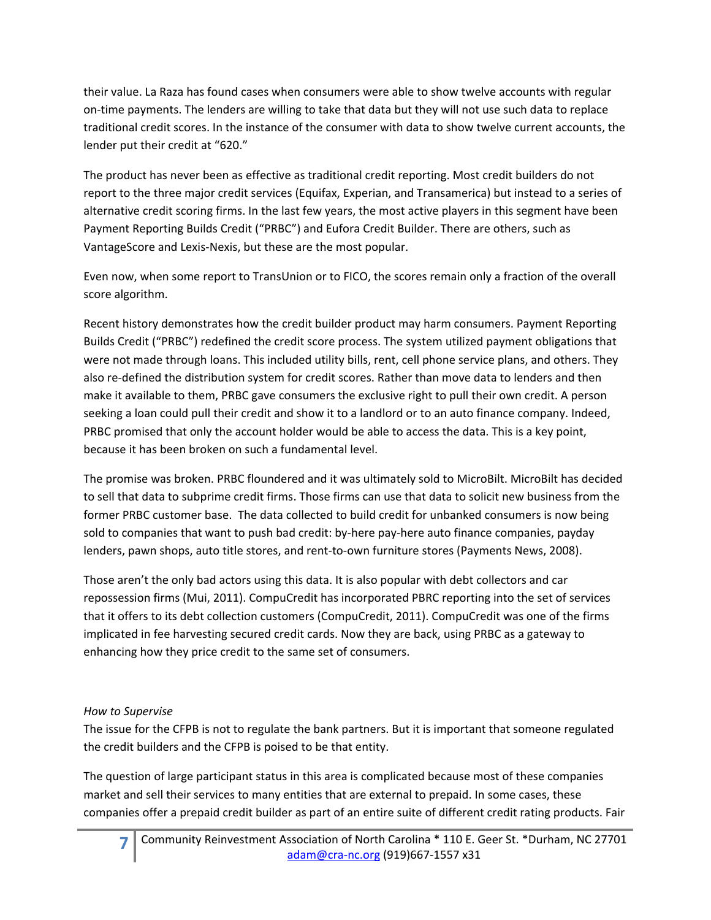their value. La Raza has found cases when consumers were able to show twelve accounts with regular on-time payments. The lenders are willing to take that data but they will not use such data to replace traditional credit scores. In the instance of the consumer with data to show twelve current accounts, the lender put their credit at "620."

The product has never been as effective as traditional credit reporting. Most credit builders do not report to the three major credit services (Equifax, Experian, and Transamerica) but instead to a series of alternative credit scoring firms. In the last few years, the most active players in this segment have been Payment Reporting Builds Credit ("PRBC") and Eufora Credit Builder. There are others, such as VantageScore and Lexis-Nexis, but these are the most popular.

Even now, when some report to TransUnion or to FICO, the scores remain only a fraction of the overall score algorithm.

Recent history demonstrates how the credit builder product may harm consumers. Payment Reporting Builds Credit ("PRBC") redefined the credit score process. The system utilized payment obligations that were not made through loans. This included utility bills, rent, cell phone service plans, and others. They also re-defined the distribution system for credit scores. Rather than move data to lenders and then make it available to them, PRBC gave consumers the exclusive right to pull their own credit. A person seeking a loan could pull their credit and show it to a landlord or to an auto finance company. Indeed, PRBC promised that only the account holder would be able to access the data. This is a key point, because it has been broken on such a fundamental level.

The promise was broken. PRBC floundered and it was ultimately sold to MicroBilt. MicroBilt has decided to sell that data to subprime credit firms. Those firms can use that data to solicit new business from the former PRBC customer base. The data collected to build credit for unbanked consumers is now being sold to companies that want to push bad credit: by-here pay-here auto finance companies, payday lenders, pawn shops, auto title stores, and rent-to-own furniture stores (Payments News, 2008).

Those aren't the only bad actors using this data. It is also popular with debt collectors and car repossession firms (Mui, 2011). CompuCredit has incorporated PBRC reporting into the set of services that it offers to its debt collection customers (CompuCredit, 2011). CompuCredit was one of the firms implicated in fee harvesting secured credit cards. Now they are back, using PRBC as a gateway to enhancing how they price credit to the same set of consumers.

*How to Supervise*

The issue for the CFPB is not to regulate the bank partners. But it is important that someone regulated the credit builders and the CFPB is poised to be that entity.

The question of large participant status in this area is complicated because most of these companies market and sell their services to many entities that are external to prepaid. In some cases, these companies offer a prepaid credit builder as part of an entire suite of different credit rating products. Fair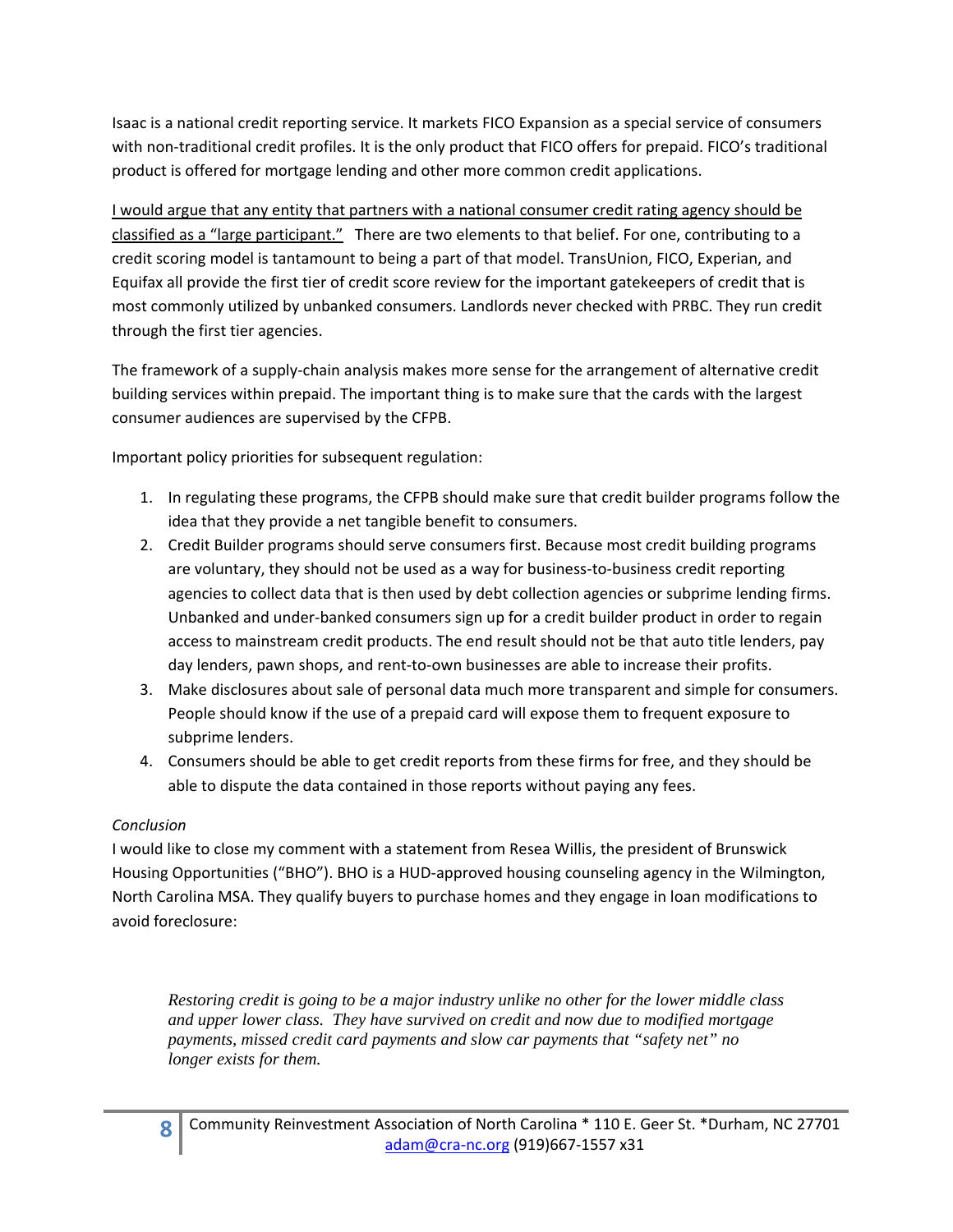Isaac is a national credit reporting service. It markets FICO Expansion as a special service of consumers with non-traditional credit profiles. It is the only product that FICO offers for prepaid. FICO's traditional product is offered for mortgage lending and other more common credit applications.

<u>I would argue that any entity that partners with a national consumer credit rating agency should be classified as a "large participant."</u> There are two elements to that belief. For one, contributing to a credit scoring model is tantamount to being a part of that model. TransUnion, FICO, Experian, and Equifax all provide the first tier of credit score review for the important gatekeepers of credit that is most commonly utilized by unbanked consumers. Landlords never checked with PRBC. They run credit through the first tier agencies.

The framework of a supply-chain analysis makes more sense for the arrangement of alternative credit building services within prepaid. The important thing is to make sure that the cards with the largest consumer audiences are supervised by the CFPB.

Important policy priorities for subsequent regulation:

1. In regulating these programs, the CFPB should make sure that credit builder programs follow the idea that they provide a net tangible benefit to consumers.
2. Credit Builder programs should serve consumers first. Because most credit building programs are voluntary, they should not be used as a way for business-to-business credit reporting agencies to collect data that is then used by debt collection agencies or subprime lending firms. Unbanked and under-banked consumers sign up for a credit builder product in order to regain access to mainstream credit products. The end result should not be that auto title lenders, pay day lenders, pawn shops, and rent-to-own businesses are able to increase their profits.
3. Make disclosures about sale of personal data much more transparent and simple for consumers. People should know if the use of a prepaid card will expose them to frequent exposure to subprime lenders.
4. Consumers should be able to get credit reports from these firms for free, and they should be able to dispute the data contained in those reports without paying any fees.

*Conclusion*

I would like to close my comment with a statement from Resea Willis, the president of Brunswick Housing Opportunities ("BHO"). BHO is a HUD-approved housing counseling agency in the Wilmington, North Carolina MSA. They qualify buyers to purchase homes and they engage in loan modifications to avoid foreclosure:

> *Restoring credit is going to be a major industry unlike no other for the lower middle class and upper lower class. They have survived on credit and now due to modified mortgage payments, missed credit card payments and slow car payments that "safety net" no longer exists for them.*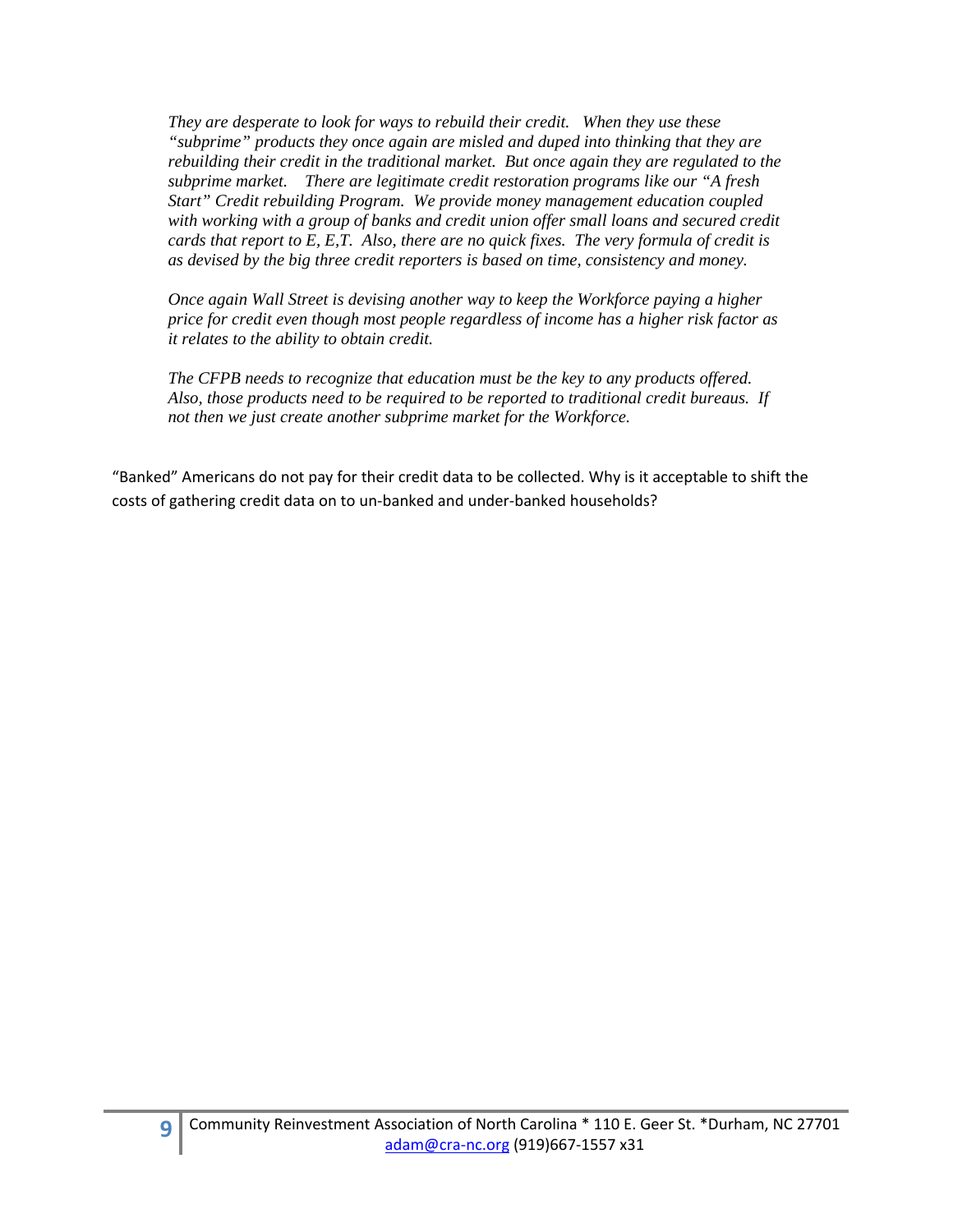*They are desperate to look for ways to rebuild their credit. When they use these "subprime" products they once again are misled and duped into thinking that they are rebuilding their credit in the traditional market. But once again they are regulated to the subprime market. There are legitimate credit restoration programs like our "A fresh Start" Credit rebuilding Program. We provide money management education coupled with working with a group of banks and credit union offer small loans and secured credit cards that report to E, E,T. Also, there are no quick fixes. The very formula of credit is as devised by the big three credit reporters is based on time, consistency and money.*

*Once again Wall Street is devising another way to keep the Workforce paying a higher price for credit even though most people regardless of income has a higher risk factor as it relates to the ability to obtain credit.*

*The CFPB needs to recognize that education must be the key to any products offered. Also, those products need to be required to be reported to traditional credit bureaus. If not then we just create another subprime market for the Workforce.*

"Banked" Americans do not pay for their credit data to be collected. Why is it acceptable to shift the costs of gathering credit data on to un-banked and under-banked households?